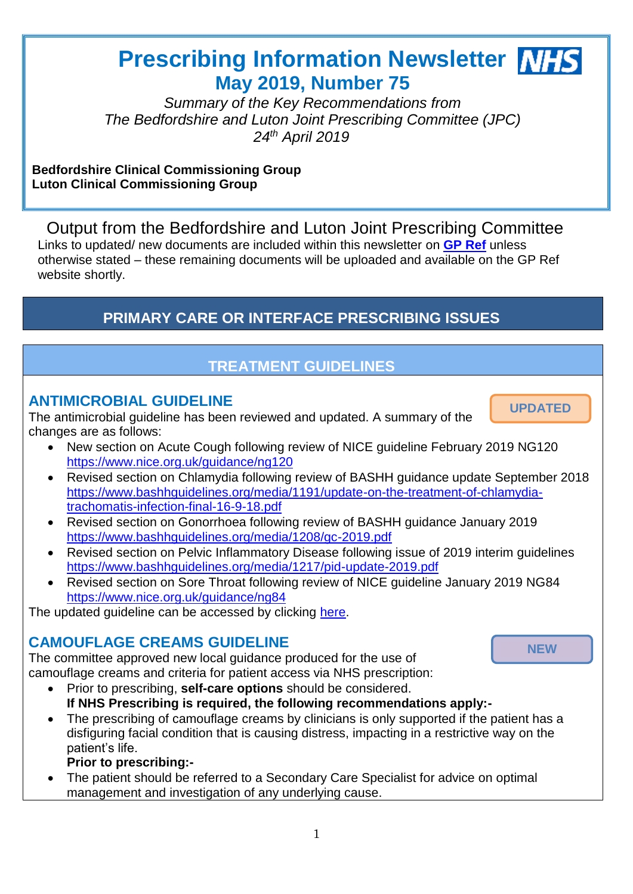# Prescribing Information Newsletter

## May 2019, Number 75

*Summary of the Key Recommendations from*
*The Bedfordshire and Luton Joint Prescribing Committee (JPC)*
*24th April 2019*

**Bedfordshire Clinical Commissioning Group**
**Luton Clinical Commissioning Group**

## Output from the Bedfordshire and Luton Joint Prescribing Committee

Links to updated/ new documents are included within this newsletter on **GP Ref** unless otherwise stated – these remaining documents will be uploaded and available on the GP Ref website shortly.

## PRIMARY CARE OR INTERFACE PRESCRIBING ISSUES

### TREATMENT GUIDELINES

### ANTIMICROBIAL GUIDELINE

UPDATED

The antimicrobial guideline has been reviewed and updated. A summary of the changes are as follows:

- New section on Acute Cough following review of NICE guideline February 2019 NG120 https://www.nice.org.uk/guidance/ng120
- Revised section on Chlamydia following review of BASHH guidance update September 2018 https://www.bashhguidelines.org/media/1191/update-on-the-treatment-of-chlamydia-trachomatis-infection-final-16-9-18.pdf
- Revised section on Gonorrhoea following review of BASHH guidance January 2019 https://www.bashhguidelines.org/media/1208/gc-2019.pdf
- Revised section on Pelvic Inflammatory Disease following issue of 2019 interim guidelines https://www.bashhguidelines.org/media/1217/pid-update-2019.pdf
- Revised section on Sore Throat following review of NICE guideline January 2019 NG84 https://www.nice.org.uk/guidance/ng84

The updated guideline can be accessed by clicking here.

### CAMOUFLAGE CREAMS GUIDELINE

NEW

The committee approved new local guidance produced for the use of camouflage creams and criteria for patient access via NHS prescription:

- Prior to prescribing, **self-care options** should be considered.
  **If NHS Prescribing is required, the following recommendations apply:-**
- The prescribing of camouflage creams by clinicians is only supported if the patient has a disfiguring facial condition that is causing distress, impacting in a restrictive way on the patient's life.
  **Prior to prescribing:-**
- The patient should be referred to a Secondary Care Specialist for advice on optimal management and investigation of any underlying cause.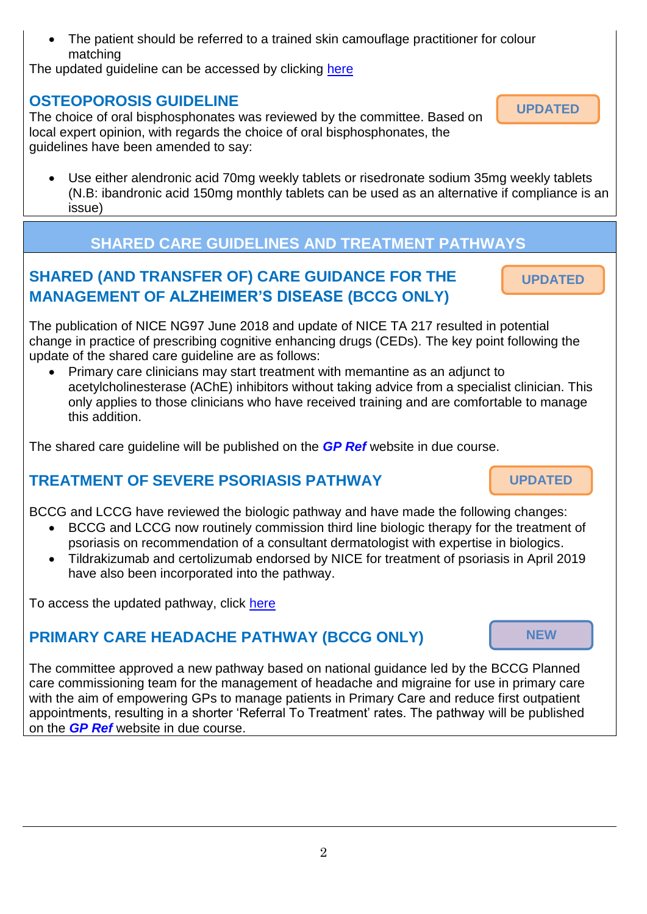- The patient should be referred to a trained skin camouflage practitioner for colour matching

The updated guideline can be accessed by clicking here

## OSTEOPOROSIS GUIDELINE

**UPDATED**

The choice of oral bisphosphonates was reviewed by the committee. Based on local expert opinion, with regards the choice of oral bisphosphonates, the guidelines have been amended to say:

- Use either alendronic acid 70mg weekly tablets or risedronate sodium 35mg weekly tablets (N.B: ibandronic acid 150mg monthly tablets can be used as an alternative if compliance is an issue)

# SHARED CARE GUIDELINES AND TREATMENT PATHWAYS

## SHARED (AND TRANSFER OF) CARE GUIDANCE FOR THE MANAGEMENT OF ALZHEIMER'S DISEASE (BCCG ONLY)

**UPDATED**

The publication of NICE NG97 June 2018 and update of NICE TA 217 resulted in potential change in practice of prescribing cognitive enhancing drugs (CEDs). The key point following the update of the shared care guideline are as follows:

- Primary care clinicians may start treatment with memantine as an adjunct to acetylcholinesterase (AChE) inhibitors without taking advice from a specialist clinician. This only applies to those clinicians who have received training and are comfortable to manage this addition.

The shared care guideline will be published on the ***GP Ref*** website in due course.

## TREATMENT OF SEVERE PSORIASIS PATHWAY

**UPDATED**

BCCG and LCCG have reviewed the biologic pathway and have made the following changes:

- BCCG and LCCG now routinely commission third line biologic therapy for the treatment of psoriasis on recommendation of a consultant dermatologist with expertise in biologics.
- Tildrakizumab and certolizumab endorsed by NICE for treatment of psoriasis in April 2019 have also been incorporated into the pathway.

To access the updated pathway, click here

## PRIMARY CARE HEADACHE PATHWAY (BCCG ONLY)

**NEW**

The committee approved a new pathway based on national guidance led by the BCCG Planned care commissioning team for the management of headache and migraine for use in primary care with the aim of empowering GPs to manage patients in Primary Care and reduce first outpatient appointments, resulting in a shorter 'Referral To Treatment' rates. The pathway will be published on the ***GP Ref*** website in due course.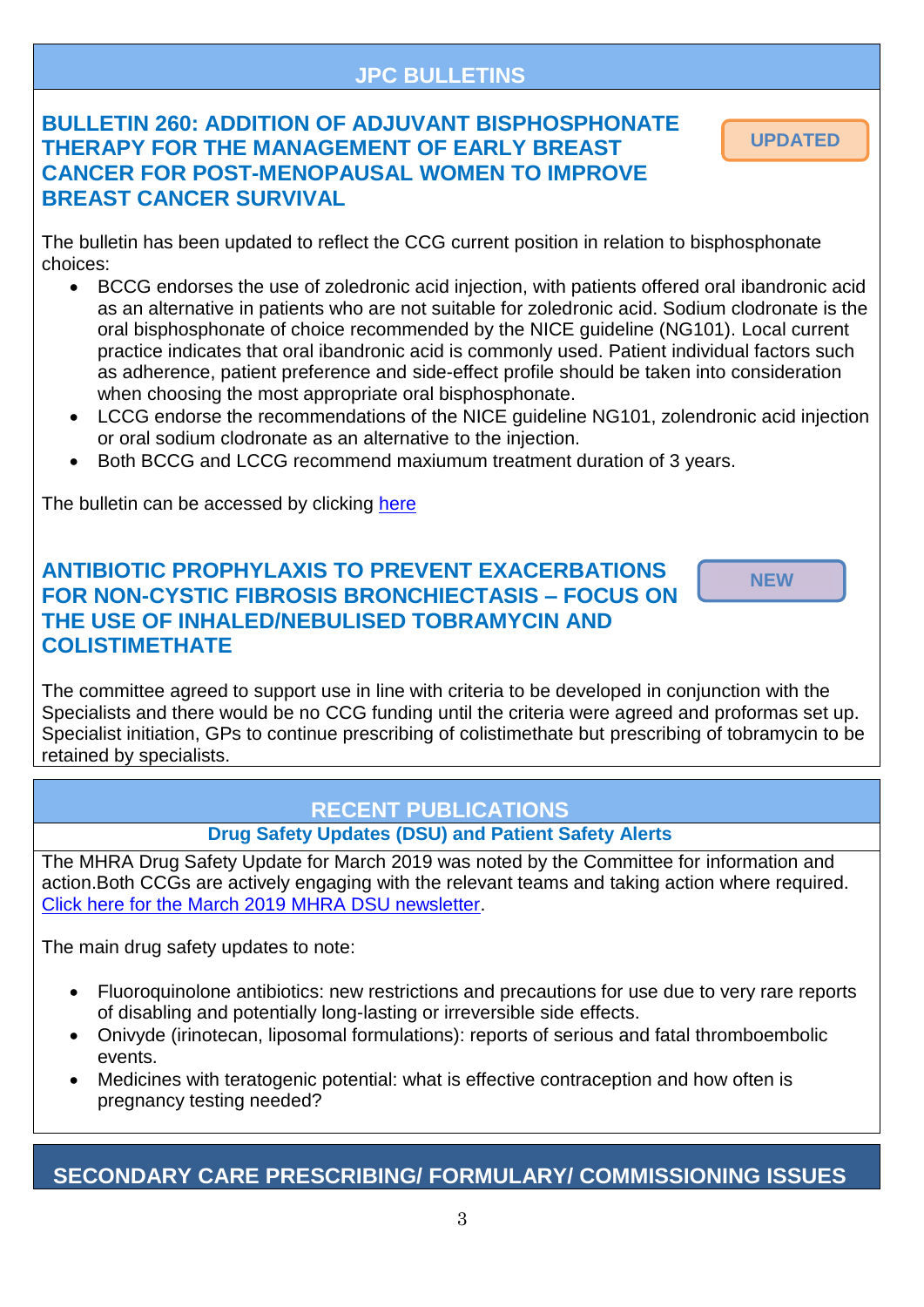## JPC BULLETINS

### BULLETIN 260: ADDITION OF ADJUVANT BISPHOSPHONATE THERAPY FOR THE MANAGEMENT OF EARLY BREAST CANCER FOR POST-MENOPAUSAL WOMEN TO IMPROVE BREAST CANCER SURVIVAL

**UPDATED**

The bulletin has been updated to reflect the CCG current position in relation to bisphosphonate choices:

- BCCG endorses the use of zoledronic acid injection, with patients offered oral ibandronic acid as an alternative in patients who are not suitable for zoledronic acid. Sodium clodronate is the oral bisphosphonate of choice recommended by the NICE guideline (NG101). Local current practice indicates that oral ibandronic acid is commonly used. Patient individual factors such as adherence, patient preference and side-effect profile should be taken into consideration when choosing the most appropriate oral bisphosphonate.
- LCCG endorse the recommendations of the NICE guideline NG101, zolendronic acid injection or oral sodium clodronate as an alternative to the injection.
- Both BCCG and LCCG recommend maxiumum treatment duration of 3 years.

The bulletin can be accessed by clicking [here]()

### ANTIBIOTIC PROPHYLAXIS TO PREVENT EXACERBATIONS FOR NON-CYSTIC FIBROSIS BRONCHIECTASIS – FOCUS ON THE USE OF INHALED/NEBULISED TOBRAMYCIN AND COLISTIMETHATE

**NEW**

The committee agreed to support use in line with criteria to be developed in conjunction with the Specialists and there would be no CCG funding until the criteria were agreed and proformas set up. Specialist initiation, GPs to continue prescribing of colistimethate but prescribing of tobramycin to be retained by specialists.

## RECENT PUBLICATIONS

### Drug Safety Updates (DSU) and Patient Safety Alerts

The MHRA Drug Safety Update for March 2019 was noted by the Committee for information and action.Both CCGs are actively engaging with the relevant teams and taking action where required. [Click here for the March 2019 MHRA DSU newsletter]().

The main drug safety updates to note:

- Fluoroquinolone antibiotics: new restrictions and precautions for use due to very rare reports of disabling and potentially long-lasting or irreversible side effects.
- Onivyde (irinotecan, liposomal formulations): reports of serious and fatal thromboembolic events.
- Medicines with teratogenic potential: what is effective contraception and how often is pregnancy testing needed?

## SECONDARY CARE PRESCRIBING/ FORMULARY/ COMMISSIONING ISSUES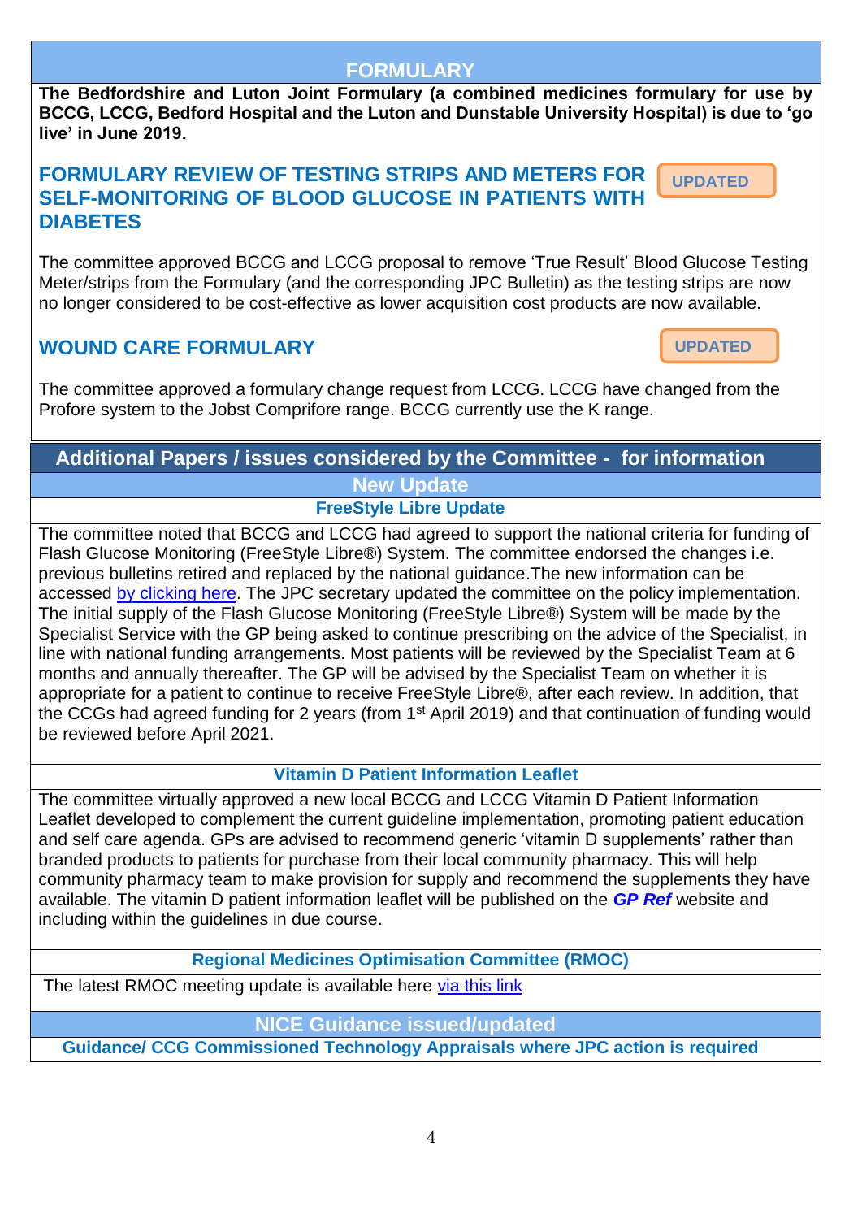## FORMULARY

**The Bedfordshire and Luton Joint Formulary (a combined medicines formulary for use by BCCG, LCCG, Bedford Hospital and the Luton and Dunstable University Hospital) is due to 'go live' in June 2019.**

### FORMULARY REVIEW OF TESTING STRIPS AND METERS FOR SELF-MONITORING OF BLOOD GLUCOSE IN PATIENTS WITH DIABETES

UPDATED

The committee approved BCCG and LCCG proposal to remove 'True Result' Blood Glucose Testing Meter/strips from the Formulary (and the corresponding JPC Bulletin) as the testing strips are now no longer considered to be cost-effective as lower acquisition cost products are now available.

### WOUND CARE FORMULARY

UPDATED

The committee approved a formulary change request from LCCG. LCCG have changed from the Profore system to the Jobst Comprifore range. BCCG currently use the K range.

## Additional Papers / issues considered by the Committee - for information

### New Update

#### FreeStyle Libre Update

The committee noted that BCCG and LCCG had agreed to support the national criteria for funding of Flash Glucose Monitoring (FreeStyle Libre®) System. The committee endorsed the changes i.e. previous bulletins retired and replaced by the national guidance.The new information can be accessed by clicking here. The JPC secretary updated the committee on the policy implementation. The initial supply of the Flash Glucose Monitoring (FreeStyle Libre®) System will be made by the Specialist Service with the GP being asked to continue prescribing on the advice of the Specialist, in line with national funding arrangements. Most patients will be reviewed by the Specialist Team at 6 months and annually thereafter. The GP will be advised by the Specialist Team on whether it is appropriate for a patient to continue to receive FreeStyle Libre®, after each review. In addition, that the CCGs had agreed funding for 2 years (from 1st April 2019) and that continuation of funding would be reviewed before April 2021.

#### Vitamin D Patient Information Leaflet

The committee virtually approved a new local BCCG and LCCG Vitamin D Patient Information Leaflet developed to complement the current guideline implementation, promoting patient education and self care agenda. GPs are advised to recommend generic 'vitamin D supplements' rather than branded products to patients for purchase from their local community pharmacy. This will help community pharmacy team to make provision for supply and recommend the supplements they have available. The vitamin D patient information leaflet will be published on the ***GP Ref*** website and including within the guidelines in due course.

#### Regional Medicines Optimisation Committee (RMOC)

The latest RMOC meeting update is available here via this link

### NICE Guidance issued/updated

#### Guidance/ CCG Commissioned Technology Appraisals where JPC action is required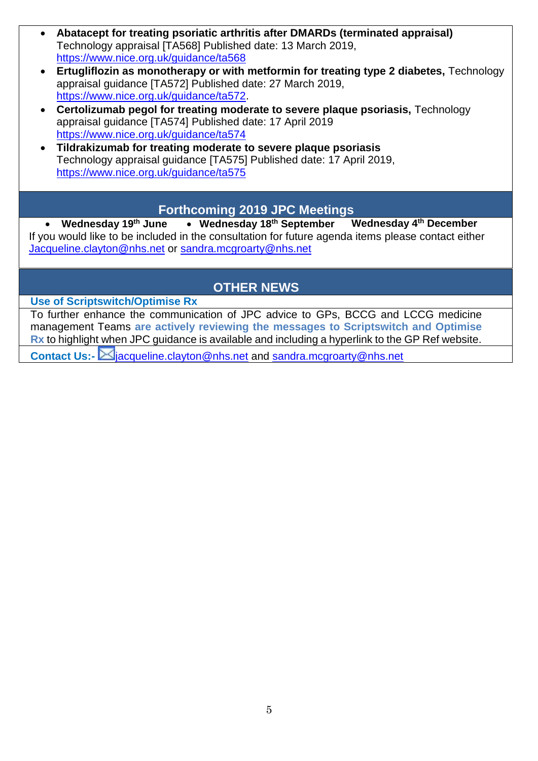- **Abatacept for treating psoriatic arthritis after DMARDs (terminated appraisal)** Technology appraisal [TA568] Published date: 13 March 2019, https://www.nice.org.uk/guidance/ta568
- **Ertugliflozin as monotherapy or with metformin for treating type 2 diabetes,** Technology appraisal guidance [TA572] Published date: 27 March 2019, https://www.nice.org.uk/guidance/ta572.
- **Certolizumab pegol for treating moderate to severe plaque psoriasis,** Technology appraisal guidance [TA574] Published date: 17 April 2019 https://www.nice.org.uk/guidance/ta574
- **Tildrakizumab for treating moderate to severe plaque psoriasis** Technology appraisal guidance [TA575] Published date: 17 April 2019, https://www.nice.org.uk/guidance/ta575

## Forthcoming 2019 JPC Meetings

- **Wednesday 19th June**
- **Wednesday 18th September**
- **Wednesday 4th December**

If you would like to be included in the consultation for future agenda items please contact either Jacqueline.clayton@nhs.net or sandra.mcgroarty@nhs.net

## OTHER NEWS

### Use of Scriptswitch/Optimise Rx

To further enhance the communication of JPC advice to GPs, BCCG and LCCG medicine management Teams **are actively reviewing the messages to Scriptswitch and Optimise Rx** to highlight when JPC guidance is available and including a hyperlink to the GP Ref website.

**Contact Us:-** jacqueline.clayton@nhs.net and sandra.mcgroarty@nhs.net